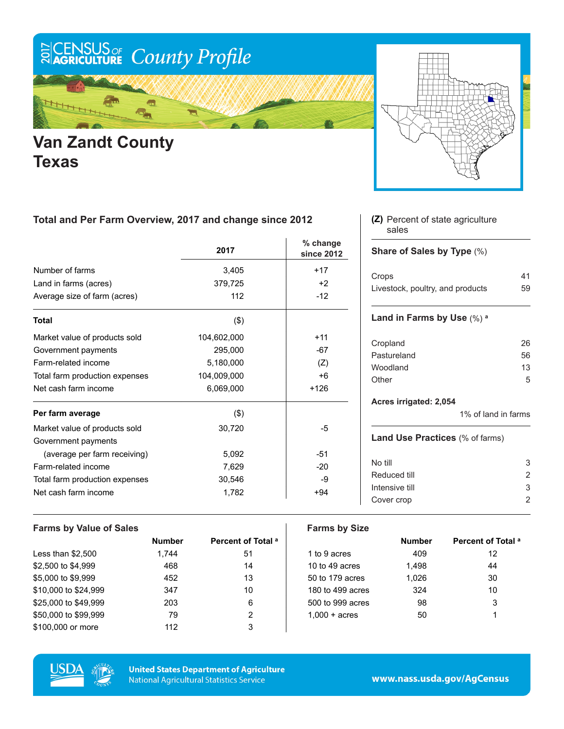# 2017 CENSUS OF AGRICULTURE County Profile

## Van Zandt County Texas

### Total and Per Farm Overview, 2017 and change since 2012

| | 2017 | % change since 2012 |
|---|---|---|
| Number of farms | 3,405 | +17 |
| Land in farms (acres) | 379,725 | +2 |
| Average size of farm (acres) | 112 | -12 |
| **Total** | ($) | |
| Market value of products sold | 104,602,000 | +11 |
| Government payments | 295,000 | -67 |
| Farm-related income | 5,180,000 | (Z) |
| Total farm production expenses | 104,009,000 | +6 |
| Net cash farm income | 6,069,000 | +126 |
| **Per farm average** | ($) | |
| Market value of products sold | 30,720 | -5 |
| Government payments (average per farm receiving) | 5,092 | -51 |
| Farm-related income | 7,629 | -20 |
| Total farm production expenses | 30,546 | -9 |
| Net cash farm income | 1,782 | +94 |

**(Z)** Percent of state agriculture sales

### Share of Sales by Type (%)

| | |
|---|---|
| Crops | 41 |
| Livestock, poultry, and products | 59 |

### Land in Farms by Use (%) [a]

| | |
|---|---|
| Cropland | 26 |
| Pastureland | 56 |
| Woodland | 13 |
| Other | 5 |

**Acres irrigated: 2,054**

1% of land in farms

### Land Use Practices (% of farms)

| | |
|---|---|
| No till | 3 |
| Reduced till | 2 |
| Intensive till | 3 |
| Cover crop | 2 |

### Farms by Value of Sales

| | Number | Percent of Total [a] |
|---|---|---|
| Less than $2,500 | 1,744 | 51 |
| $2,500 to $4,999 | 468 | 14 |
| $5,000 to $9,999 | 452 | 13 |
| $10,000 to $24,999 | 347 | 10 |
| $25,000 to $49,999 | 203 | 6 |
| $50,000 to $99,999 | 79 | 2 |
| $100,000 or more | 112 | 3 |

### Farms by Size

| | Number | Percent of Total [a] |
|---|---|---|
| 1 to 9 acres | 409 | 12 |
| 10 to 49 acres | 1,498 | 44 |
| 50 to 179 acres | 1,026 | 30 |
| 180 to 499 acres | 324 | 10 |
| 500 to 999 acres | 98 | 3 |
| 1,000 + acres | 50 | 1 |

United States Department of Agriculture
National Agricultural Statistics Service

www.nass.usda.gov/AgCensus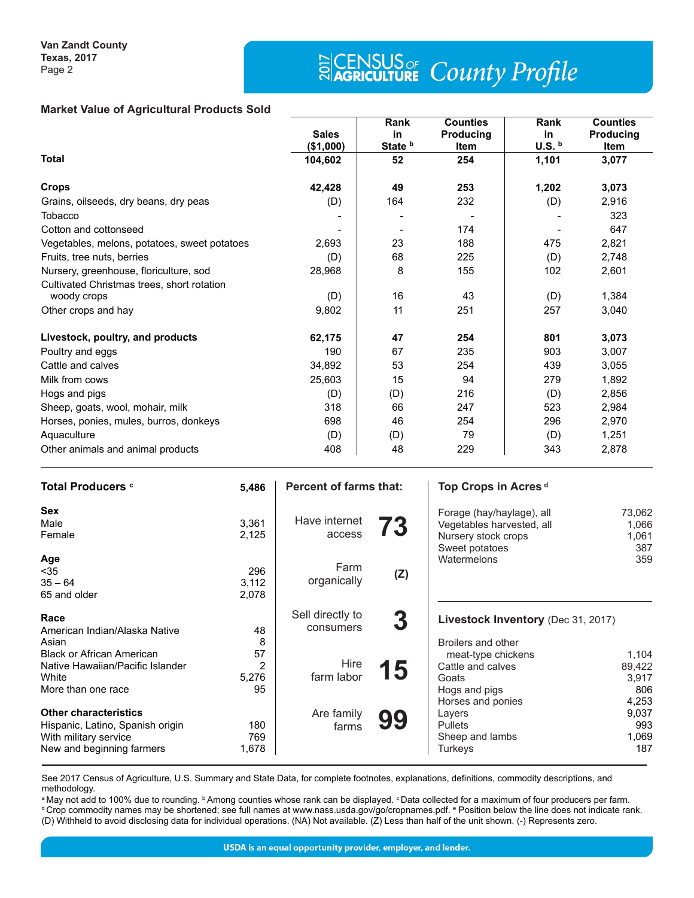# 2017 Census of Agriculture County Profile

**Van Zandt County**
**Texas, 2017**

## Market Value of Agricultural Products Sold

| | Sales ($1,000) | Rank in State [b] | Counties Producing Item | Rank in U.S. [b] | Counties Producing Item |
|---|---|---|---|---|---|
| **Total** | **104,602** | **52** | **254** | **1,101** | **3,077** |
| **Crops** | **42,428** | **49** | **253** | **1,202** | **3,073** |
| Grains, oilseeds, dry beans, dry peas | (D) | 164 | 232 | (D) | 2,916 |
| Tobacco | - | - | - | - | 323 |
| Cotton and cottonseed | - | - | 174 | - | 647 |
| Vegetables, melons, potatoes, sweet potatoes | 2,693 | 23 | 188 | 475 | 2,821 |
| Fruits, tree nuts, berries | (D) | 68 | 225 | (D) | 2,748 |
| Nursery, greenhouse, floriculture, sod | 28,968 | 8 | 155 | 102 | 2,601 |
| Cultivated Christmas trees, short rotation woody crops | (D) | 16 | 43 | (D) | 1,384 |
| Other crops and hay | 9,802 | 11 | 251 | 257 | 3,040 |
| **Livestock, poultry, and products** | **62,175** | **47** | **254** | **801** | **3,073** |
| Poultry and eggs | 190 | 67 | 235 | 903 | 3,007 |
| Cattle and calves | 34,892 | 53 | 254 | 439 | 3,055 |
| Milk from cows | 25,603 | 15 | 94 | 279 | 1,892 |
| Hogs and pigs | (D) | (D) | 216 | (D) | 2,856 |
| Sheep, goats, wool, mohair, milk | 318 | 66 | 247 | 523 | 2,984 |
| Horses, ponies, mules, burros, donkeys | 698 | 46 | 254 | 296 | 2,970 |
| Aquaculture | (D) | (D) | 79 | (D) | 1,251 |
| Other animals and animal products | 408 | 48 | 229 | 343 | 2,878 |

## Total Producers [c] 5,486

| | |
|---|---|
| **Sex** | |
| Male | 3,361 |
| Female | 2,125 |
| **Age** | |
| <35 | 296 |
| 35 – 64 | 3,112 |
| 65 and older | 2,078 |
| **Race** | |
| American Indian/Alaska Native | 48 |
| Asian | 8 |
| Black or African American | 57 |
| Native Hawaiian/Pacific Islander | 2 |
| White | 5,276 |
| More than one race | 95 |
| **Other characteristics** | |
| Hispanic, Latino, Spanish origin | 180 |
| With military service | 769 |
| New and beginning farmers | 1,678 |

## Percent of farms that:

| | |
|---|---|
| Have internet access | 73 |
| Farm organically | (Z) |
| Sell directly to consumers | 3 |
| Hire farm labor | 15 |
| Are family farms | 99 |

## Top Crops in Acres [d]

| | |
|---|---|
| Forage (hay/haylage), all | 73,062 |
| Vegetables harvested, all | 1,066 |
| Nursery stock crops | 1,061 |
| Sweet potatoes | 387 |
| Watermelons | 359 |

## Livestock Inventory (Dec 31, 2017)

| | |
|---|---|
| Broilers and other meat-type chickens | 1,104 |
| Cattle and calves | 89,422 |
| Goats | 3,917 |
| Hogs and pigs | 806 |
| Horses and ponies | 4,253 |
| Layers | 9,037 |
| Pullets | 993 |
| Sheep and lambs | 1,069 |
| Turkeys | 187 |

See 2017 Census of Agriculture, U.S. Summary and State Data, for complete footnotes, explanations, definitions, commodity descriptions, and methodology.

[a] May not add to 100% due to rounding. [b] Among counties whose rank can be displayed. [c] Data collected for a maximum of four producers per farm.
[d] Crop commodity names may be shortened; see full names at www.nass.usda.gov/go/cropnames.pdf. [e] Position below the line does not indicate rank.
(D) Withheld to avoid disclosing data for individual operations. (NA) Not available. (Z) Less than half of the unit shown. (-) Represents zero.

USDA is an equal opportunity provider, employer, and lender.